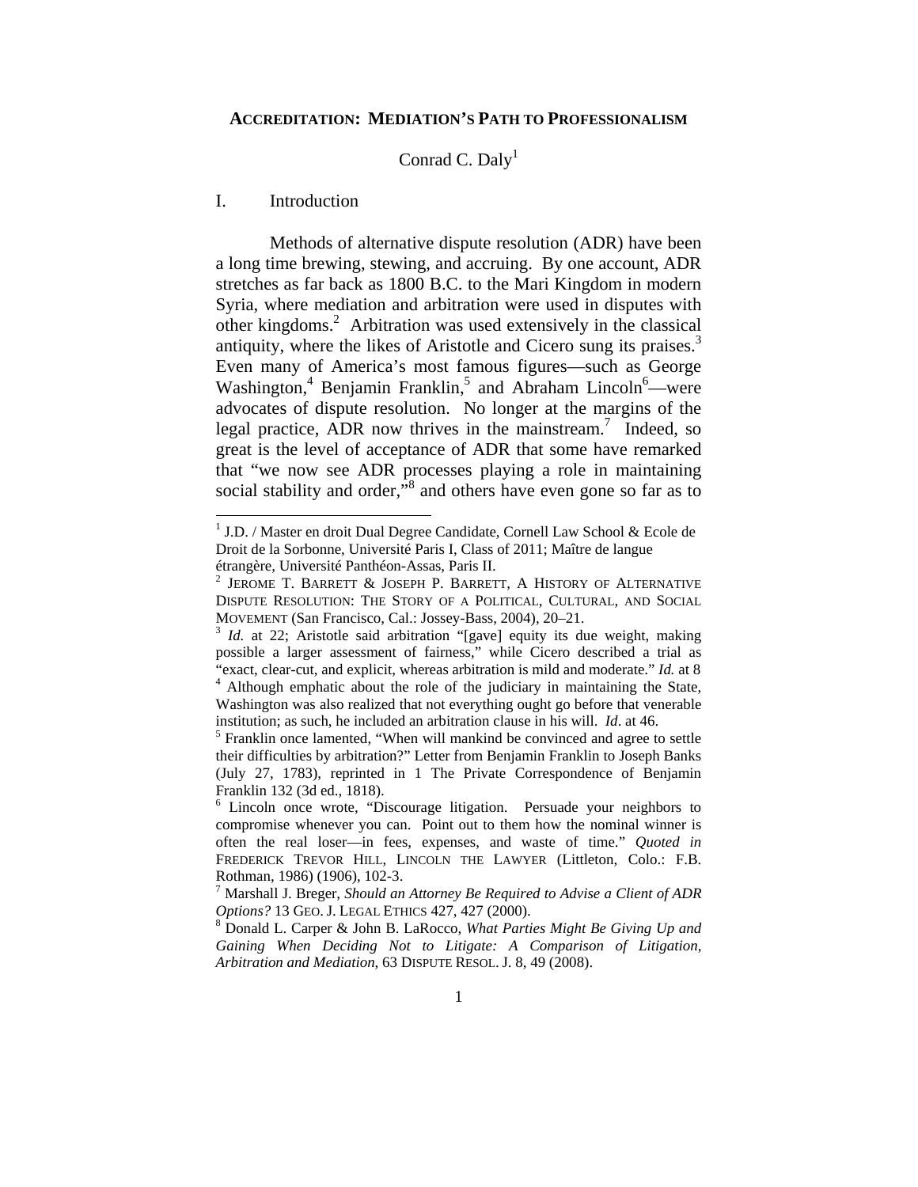# ACCREDITATION: MEDIATION'S PATH TO PROFESSIONALISM

Conrad C. Daly[1]

## I. Introduction

Methods of alternative dispute resolution (ADR) have been a long time brewing, stewing, and accruing. By one account, ADR stretches as far back as 1800 B.C. to the Mari Kingdom in modern Syria, where mediation and arbitration were used in disputes with other kingdoms.[2] Arbitration was used extensively in the classical antiquity, where the likes of Aristotle and Cicero sung its praises.[3] Even many of America's most famous figures—such as George Washington,[4] Benjamin Franklin,[5] and Abraham Lincoln[6]—were advocates of dispute resolution. No longer at the margins of the legal practice, ADR now thrives in the mainstream.[7] Indeed, so great is the level of acceptance of ADR that some have remarked that "we now see ADR processes playing a role in maintaining social stability and order,"[8] and others have even gone so far as to

---

[1] J.D. / Master en droit Dual Degree Candidate, Cornell Law School & Ecole de Droit de la Sorbonne, Université Paris I, Class of 2011; Maître de langue étrangère, Université Panthéon-Assas, Paris II.

[2] JEROME T. BARRETT & JOSEPH P. BARRETT, A HISTORY OF ALTERNATIVE DISPUTE RESOLUTION: THE STORY OF A POLITICAL, CULTURAL, AND SOCIAL MOVEMENT (San Francisco, Cal.: Jossey-Bass, 2004), 20–21.

[3] *Id.* at 22; Aristotle said arbitration "[gave] equity its due weight, making possible a larger assessment of fairness," while Cicero described a trial as "exact, clear-cut, and explicit, whereas arbitration is mild and moderate." *Id.* at 8

[4] Although emphatic about the role of the judiciary in maintaining the State, Washington was also realized that not everything ought go before that venerable institution; as such, he included an arbitration clause in his will. *Id*. at 46.

[5] Franklin once lamented, "When will mankind be convinced and agree to settle their difficulties by arbitration?" Letter from Benjamin Franklin to Joseph Banks (July 27, 1783), reprinted in 1 The Private Correspondence of Benjamin Franklin 132 (3d ed., 1818).

[6] Lincoln once wrote, "Discourage litigation. Persuade your neighbors to compromise whenever you can. Point out to them how the nominal winner is often the real loser—in fees, expenses, and waste of time." *Quoted in* FREDERICK TREVOR HILL, LINCOLN THE LAWYER (Littleton, Colo.: F.B. Rothman, 1986) (1906), 102-3.

[7] Marshall J. Breger, *Should an Attorney Be Required to Advise a Client of ADR Options?* 13 GEO. J. LEGAL ETHICS 427, 427 (2000).

[8] Donald L. Carper & John B. LaRocco, *What Parties Might Be Giving Up and Gaining When Deciding Not to Litigate: A Comparison of Litigation, Arbitration and Mediation*, 63 DISPUTE RESOL. J. 8, 49 (2008).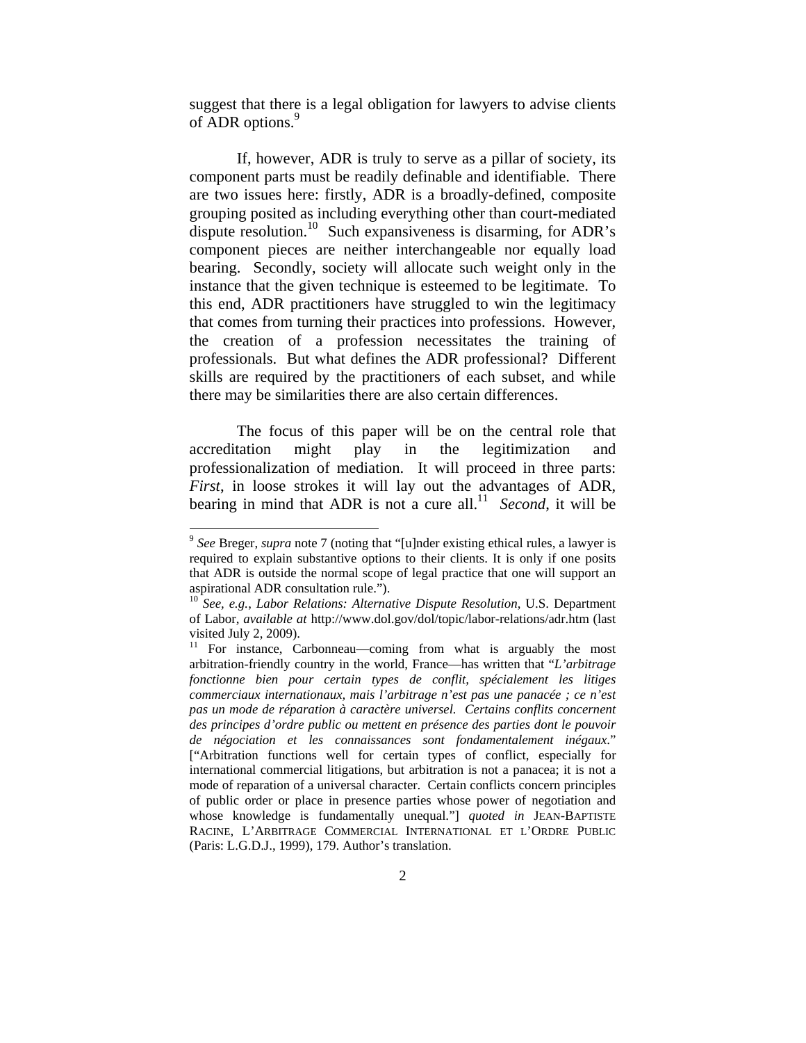suggest that there is a legal obligation for lawyers to advise clients of ADR options.[9]

If, however, ADR is truly to serve as a pillar of society, its component parts must be readily definable and identifiable. There are two issues here: firstly, ADR is a broadly-defined, composite grouping posited as including everything other than court-mediated dispute resolution.[10] Such expansiveness is disarming, for ADR's component pieces are neither interchangeable nor equally load bearing. Secondly, society will allocate such weight only in the instance that the given technique is esteemed to be legitimate. To this end, ADR practitioners have struggled to win the legitimacy that comes from turning their practices into professions. However, the creation of a profession necessitates the training of professionals. But what defines the ADR professional? Different skills are required by the practitioners of each subset, and while there may be similarities there are also certain differences.

The focus of this paper will be on the central role that accreditation might play in the legitimization and professionalization of mediation. It will proceed in three parts: *First*, in loose strokes it will lay out the advantages of ADR, bearing in mind that ADR is not a cure all.[11] *Second*, it will be

---

[9] *See* Breger, *supra* note 7 (noting that "[u]nder existing ethical rules, a lawyer is required to explain substantive options to their clients. It is only if one posits that ADR is outside the normal scope of legal practice that one will support an aspirational ADR consultation rule.").

[10] *See, e.g., Labor Relations: Alternative Dispute Resolution*, U.S. Department of Labor, *available at* http://www.dol.gov/dol/topic/labor-relations/adr.htm (last visited July 2, 2009).

[11] For instance, Carbonneau—coming from what is arguably the most arbitration-friendly country in the world, France—has written that "*L'arbitrage fonctionne bien pour certain types de conflit, spécialement les litiges commerciaux internationaux, mais l'arbitrage n'est pas une panacée ; ce n'est pas un mode de réparation à caractère universel. Certains conflits concernent des principes d'ordre public ou mettent en présence des parties dont le pouvoir de négociation et les connaissances sont fondamentalement inégaux.*" ["Arbitration functions well for certain types of conflict, especially for international commercial litigations, but arbitration is not a panacea; it is not a mode of reparation of a universal character. Certain conflicts concern principles of public order or place in presence parties whose power of negotiation and whose knowledge is fundamentally unequal."] *quoted in* JEAN-BAPTISTE RACINE, L'ARBITRAGE COMMERCIAL INTERNATIONAL ET L'ORDRE PUBLIC (Paris: L.G.D.J., 1999), 179. Author's translation.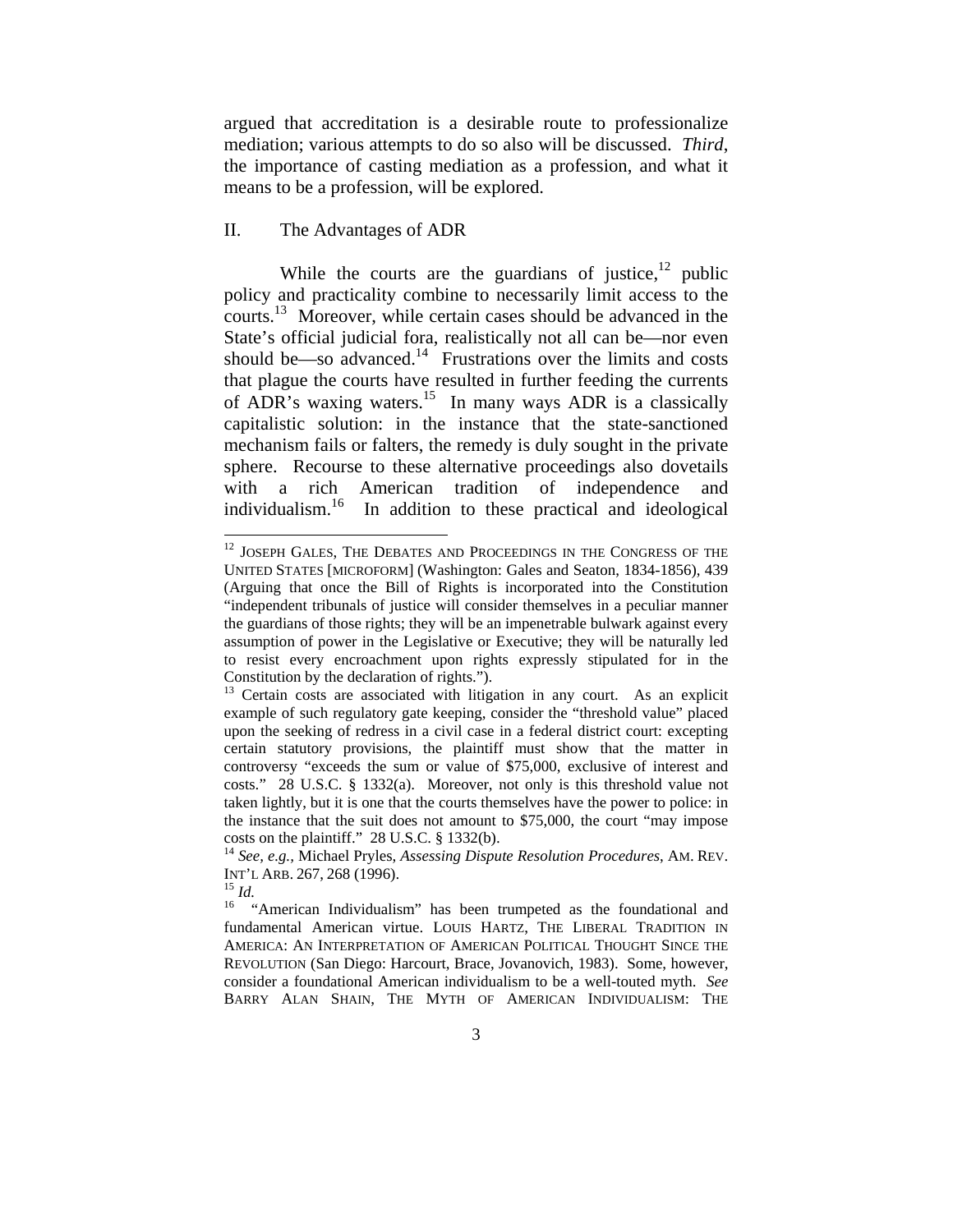argued that accreditation is a desirable route to professionalize mediation; various attempts to do so also will be discussed. *Third*, the importance of casting mediation as a profession, and what it means to be a profession, will be explored.

## II. The Advantages of ADR

While the courts are the guardians of justice,[12] public policy and practicality combine to necessarily limit access to the courts.[13] Moreover, while certain cases should be advanced in the State's official judicial fora, realistically not all can be—nor even should be—so advanced.[14] Frustrations over the limits and costs that plague the courts have resulted in further feeding the currents of ADR's waxing waters.[15] In many ways ADR is a classically capitalistic solution: in the instance that the state-sanctioned mechanism fails or falters, the remedy is duly sought in the private sphere. Recourse to these alternative proceedings also dovetails with a rich American tradition of independence and individualism.[16] In addition to these practical and ideological

---

[12] JOSEPH GALES, THE DEBATES AND PROCEEDINGS IN THE CONGRESS OF THE UNITED STATES [MICROFORM] (Washington: Gales and Seaton, 1834-1856), 439 (Arguing that once the Bill of Rights is incorporated into the Constitution "independent tribunals of justice will consider themselves in a peculiar manner the guardians of those rights; they will be an impenetrable bulwark against every assumption of power in the Legislative or Executive; they will be naturally led to resist every encroachment upon rights expressly stipulated for in the Constitution by the declaration of rights.").

[13] Certain costs are associated with litigation in any court. As an explicit example of such regulatory gate keeping, consider the "threshold value" placed upon the seeking of redress in a civil case in a federal district court: excepting certain statutory provisions, the plaintiff must show that the matter in controversy "exceeds the sum or value of $75,000, exclusive of interest and costs." 28 U.S.C. § 1332(a). Moreover, not only is this threshold value not taken lightly, but it is one that the courts themselves have the power to police: in the instance that the suit does not amount to $75,000, the court "may impose costs on the plaintiff." 28 U.S.C. § 1332(b).

[14] *See, e.g.*, Michael Pryles, *Assessing Dispute Resolution Procedures*, AM. REV. INT'L ARB. 267, 268 (1996).

[15] *Id.*

[16] "American Individualism" has been trumpeted as the foundational and fundamental American virtue. LOUIS HARTZ, THE LIBERAL TRADITION IN AMERICA: AN INTERPRETATION OF AMERICAN POLITICAL THOUGHT SINCE THE REVOLUTION (San Diego: Harcourt, Brace, Jovanovich, 1983). Some, however, consider a foundational American individualism to be a well-touted myth. *See* BARRY ALAN SHAIN, THE MYTH OF AMERICAN INDIVIDUALISM: THE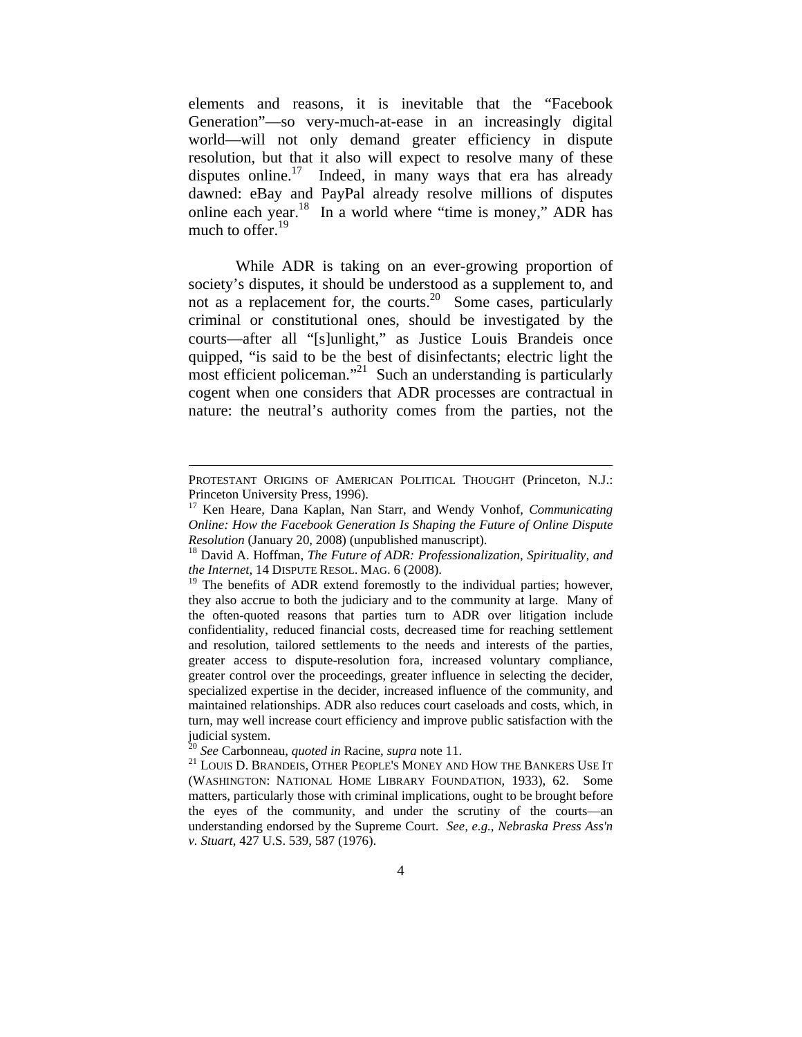elements and reasons, it is inevitable that the "Facebook Generation"—so very-much-at-ease in an increasingly digital world—will not only demand greater efficiency in dispute resolution, but that it also will expect to resolve many of these disputes online.[17] Indeed, in many ways that era has already dawned: eBay and PayPal already resolve millions of disputes online each year.[18] In a world where "time is money," ADR has much to offer.[19]

While ADR is taking on an ever-growing proportion of society's disputes, it should be understood as a supplement to, and not as a replacement for, the courts.[20] Some cases, particularly criminal or constitutional ones, should be investigated by the courts—after all "[s]unlight," as Justice Louis Brandeis once quipped, "is said to be the best of disinfectants; electric light the most efficient policeman."[21] Such an understanding is particularly cogent when one considers that ADR processes are contractual in nature: the neutral's authority comes from the parties, not the

---

PROTESTANT ORIGINS OF AMERICAN POLITICAL THOUGHT (Princeton, N.J.: Princeton University Press, 1996).

[17] Ken Heare, Dana Kaplan, Nan Starr, and Wendy Vonhof, *Communicating Online: How the Facebook Generation Is Shaping the Future of Online Dispute Resolution* (January 20, 2008) (unpublished manuscript).

[18] David A. Hoffman, *The Future of ADR: Professionalization, Spirituality, and the Internet*, 14 DISPUTE RESOL. MAG. 6 (2008).

[19] The benefits of ADR extend foremostly to the individual parties; however, they also accrue to both the judiciary and to the community at large. Many of the often-quoted reasons that parties turn to ADR over litigation include confidentiality, reduced financial costs, decreased time for reaching settlement and resolution, tailored settlements to the needs and interests of the parties, greater access to dispute-resolution fora, increased voluntary compliance, greater control over the proceedings, greater influence in selecting the decider, specialized expertise in the decider, increased influence of the community, and maintained relationships. ADR also reduces court caseloads and costs, which, in turn, may well increase court efficiency and improve public satisfaction with the judicial system.

[20] *See* Carbonneau, *quoted in* Racine, *supra* note 11.

[21] LOUIS D. BRANDEIS, OTHER PEOPLE'S MONEY AND HOW THE BANKERS USE IT (WASHINGTON: NATIONAL HOME LIBRARY FOUNDATION, 1933), 62. Some matters, particularly those with criminal implications, ought to be brought before the eyes of the community, and under the scrutiny of the courts—an understanding endorsed by the Supreme Court. *See, e.g.*, *Nebraska Press Ass'n v. Stuart*, 427 U.S. 539, 587 (1976).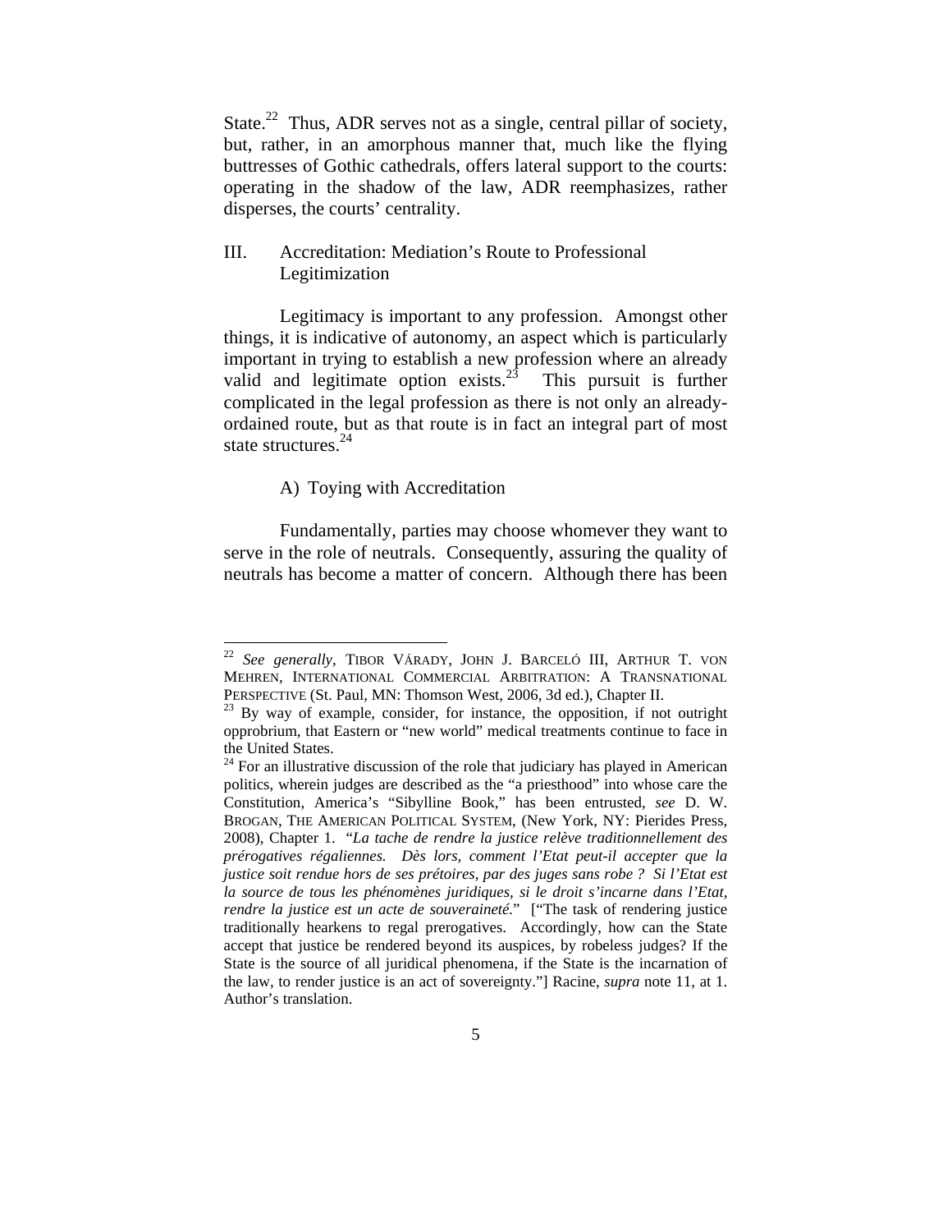State.[22] Thus, ADR serves not as a single, central pillar of society, but, rather, in an amorphous manner that, much like the flying buttresses of Gothic cathedrals, offers lateral support to the courts: operating in the shadow of the law, ADR reemphasizes, rather disperses, the courts' centrality.

## III. Accreditation: Mediation's Route to Professional Legitimization

Legitimacy is important to any profession. Amongst other things, it is indicative of autonomy, an aspect which is particularly important in trying to establish a new profession where an already valid and legitimate option exists.[23] This pursuit is further complicated in the legal profession as there is not only an already-ordained route, but as that route is in fact an integral part of most state structures.[24]

### A) Toying with Accreditation

Fundamentally, parties may choose whomever they want to serve in the role of neutrals. Consequently, assuring the quality of neutrals has become a matter of concern. Although there has been

---

[22] *See generally*, TIBOR VÁRADY, JOHN J. BARCELÓ III, ARTHUR T. VON MEHREN, INTERNATIONAL COMMERCIAL ARBITRATION: A TRANSNATIONAL PERSPECTIVE (St. Paul, MN: Thomson West, 2006, 3d ed.), Chapter II.

[23] By way of example, consider, for instance, the opposition, if not outright opprobrium, that Eastern or "new world" medical treatments continue to face in the United States.

[24] For an illustrative discussion of the role that judiciary has played in American politics, wherein judges are described as the "a priesthood" into whose care the Constitution, America's "Sibylline Book," has been entrusted, *see* D. W. BROGAN, THE AMERICAN POLITICAL SYSTEM, (New York, NY: Pierides Press, 2008), Chapter 1. "*La tache de rendre la justice relève traditionnellement des prérogatives régaliennes. Dès lors, comment l'Etat peut-il accepter que la justice soit rendue hors de ses prétoires, par des juges sans robe ? Si l'Etat est la source de tous les phénomènes juridiques, si le droit s'incarne dans l'Etat, rendre la justice est un acte de souveraineté.*" ["The task of rendering justice traditionally hearkens to regal prerogatives. Accordingly, how can the State accept that justice be rendered beyond its auspices, by robeless judges? If the State is the source of all juridical phenomena, if the State is the incarnation of the law, to render justice is an act of sovereignty."] Racine, *supra* note 11, at 1. Author's translation.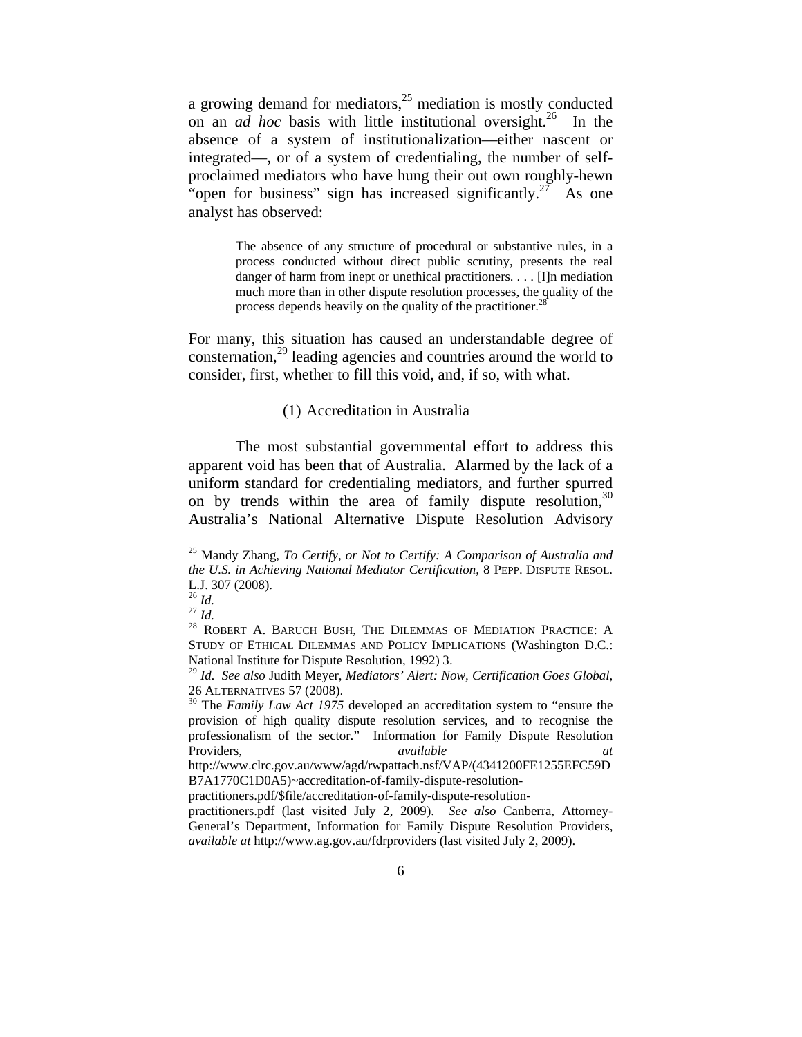a growing demand for mediators,[25] mediation is mostly conducted on an *ad hoc* basis with little institutional oversight.[26] In the absence of a system of institutionalization—either nascent or integrated—, or of a system of credentialing, the number of self-proclaimed mediators who have hung their out own roughly-hewn "open for business" sign has increased significantly.[27] As one analyst has observed:

> The absence of any structure of procedural or substantive rules, in a process conducted without direct public scrutiny, presents the real danger of harm from inept or unethical practitioners. . . . [I]n mediation much more than in other dispute resolution processes, the quality of the process depends heavily on the quality of the practitioner.[28]

For many, this situation has caused an understandable degree of consternation,[29] leading agencies and countries around the world to consider, first, whether to fill this void, and, if so, with what.

### (1) Accreditation in Australia

The most substantial governmental effort to address this apparent void has been that of Australia. Alarmed by the lack of a uniform standard for credentialing mediators, and further spurred on by trends within the area of family dispute resolution,[30] Australia's National Alternative Dispute Resolution Advisory

---

[25] Mandy Zhang, *To Certify, or Not to Certify: A Comparison of Australia and the U.S. in Achieving National Mediator Certification*, 8 PEPP. DISPUTE RESOL. L.J. 307 (2008).

[26] *Id.*

[27] *Id.*

[28] ROBERT A. BARUCH BUSH, THE DILEMMAS OF MEDIATION PRACTICE: A STUDY OF ETHICAL DILEMMAS AND POLICY IMPLICATIONS (Washington D.C.: National Institute for Dispute Resolution, 1992) 3.

[29] *Id. See also* Judith Meyer, *Mediators' Alert: Now, Certification Goes Global*, 26 ALTERNATIVES 57 (2008).

[30] The *Family Law Act 1975* developed an accreditation system to "ensure the provision of high quality dispute resolution services, and to recognise the professionalism of the sector." Information for Family Dispute Resolution Providers, *available at* http://www.clrc.gov.au/www/agd/rwpattach.nsf/VAP/(4341200FE1255EFC59DB7A1770C1D0A5)~accreditation-of-family-dispute-resolution-practitioners.pdf/$file/accreditation-of-family-dispute-resolution-practitioners.pdf (last visited July 2, 2009). *See also* Canberra, Attorney-General's Department, Information for Family Dispute Resolution Providers, *available at* http://www.ag.gov.au/fdrproviders (last visited July 2, 2009).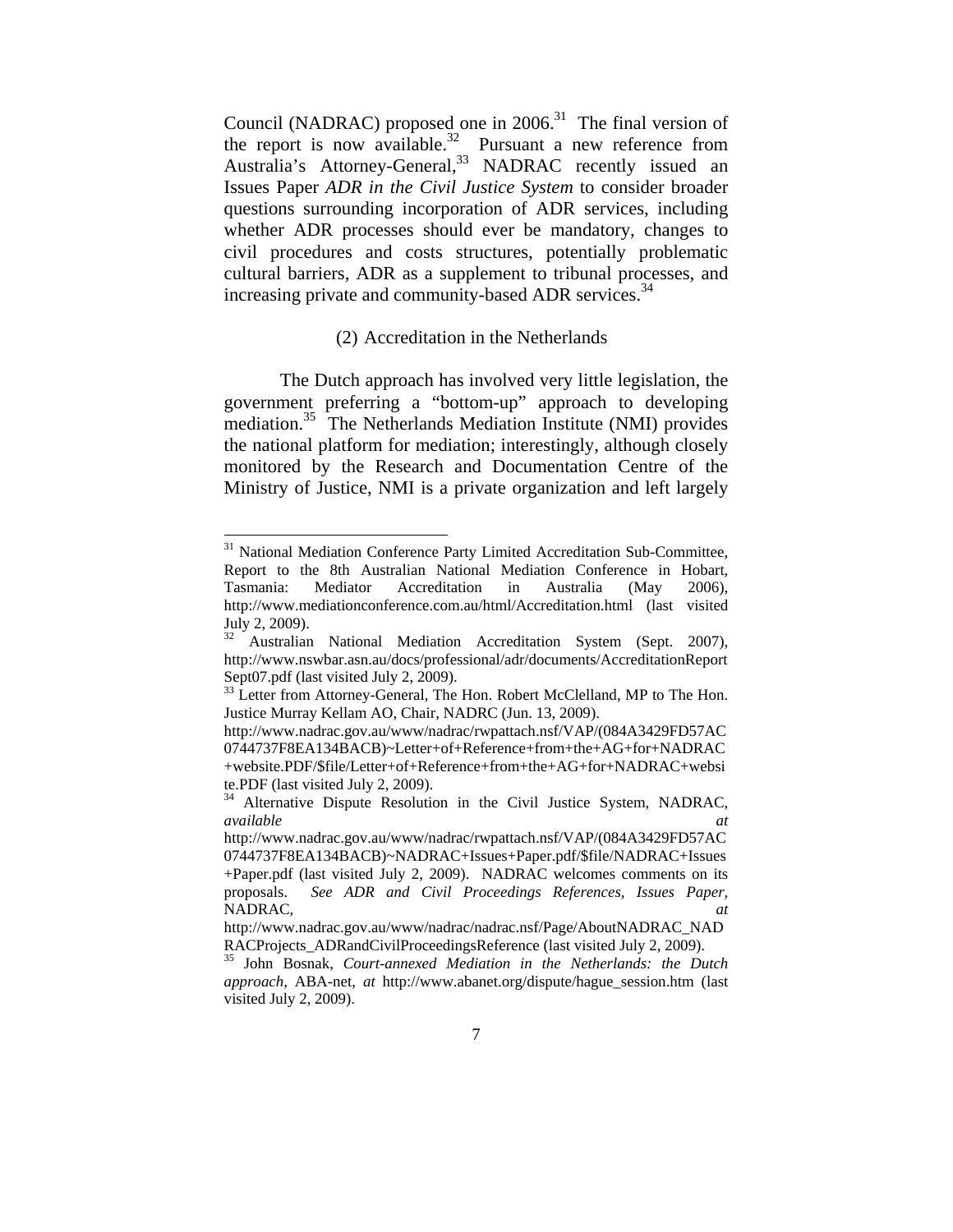Council (NADRAC) proposed one in 2006.[31] The final version of the report is now available.[32] Pursuant a new reference from Australia's Attorney-General,[33] NADRAC recently issued an Issues Paper *ADR in the Civil Justice System* to consider broader questions surrounding incorporation of ADR services, including whether ADR processes should ever be mandatory, changes to civil procedures and costs structures, potentially problematic cultural barriers, ADR as a supplement to tribunal processes, and increasing private and community-based ADR services.[34]

### (2) Accreditation in the Netherlands

The Dutch approach has involved very little legislation, the government preferring a "bottom-up" approach to developing mediation.[35] The Netherlands Mediation Institute (NMI) provides the national platform for mediation; interestingly, although closely monitored by the Research and Documentation Centre of the Ministry of Justice, NMI is a private organization and left largely

---

[31] National Mediation Conference Party Limited Accreditation Sub-Committee, Report to the 8th Australian National Mediation Conference in Hobart, Tasmania: Mediator Accreditation in Australia (May 2006), http://www.mediationconference.com.au/html/Accreditation.html (last visited July 2, 2009).

[32] Australian National Mediation Accreditation System (Sept. 2007), http://www.nswbar.asn.au/docs/professional/adr/documents/AccreditationReportSept07.pdf (last visited July 2, 2009).

[33] Letter from Attorney-General, The Hon. Robert McClelland, MP to The Hon. Justice Murray Kellam AO, Chair, NADRC (Jun. 13, 2009). http://www.nadrac.gov.au/www/nadrac/rwpattach.nsf/VAP/(084A3429FD57AC0744737F8EA134BACB)~Letter+of+Reference+from+the+AG+for+NADRAC+website.PDF/$file/Letter+of+Reference+from+the+AG+for+NADRAC+website.PDF (last visited July 2, 2009).

[34] Alternative Dispute Resolution in the Civil Justice System, NADRAC, *available at* http://www.nadrac.gov.au/www/nadrac/rwpattach.nsf/VAP/(084A3429FD57AC0744737F8EA134BACB)~NADRAC+Issues+Paper.pdf/$file/NADRAC+Issues+Paper.pdf (last visited July 2, 2009). NADRAC welcomes comments on its proposals. *See ADR and Civil Proceedings References, Issues Paper*, NADRAC, *at* http://www.nadrac.gov.au/www/nadrac/nadrac.nsf/Page/AboutNADRAC_NADRACProjects_ADRandCivilProceedingsReference (last visited July 2, 2009).

[35] John Bosnak, *Court-annexed Mediation in the Netherlands: the Dutch approach*, ABA-net, *at* http://www.abanet.org/dispute/hague_session.htm (last visited July 2, 2009).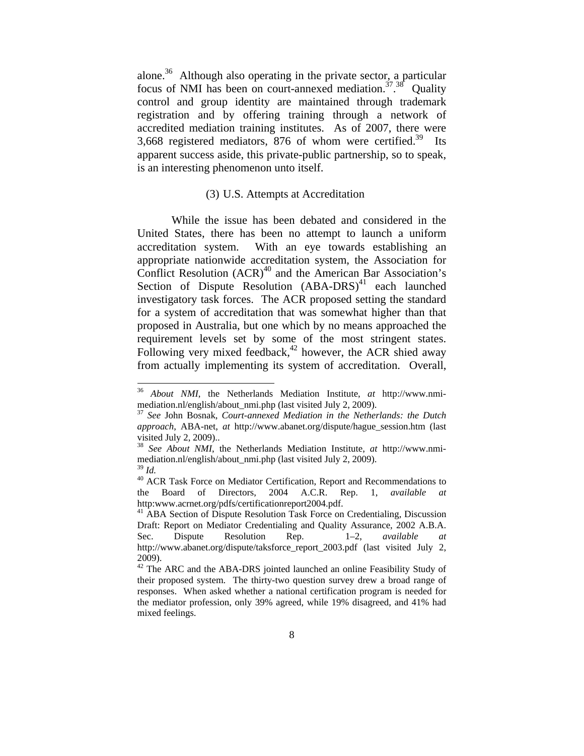alone.[36] Although also operating in the private sector, a particular focus of NMI has been on court-annexed mediation.[37].[38] Quality control and group identity are maintained through trademark registration and by offering training through a network of accredited mediation training institutes. As of 2007, there were 3,668 registered mediators, 876 of whom were certified.[39] Its apparent success aside, this private-public partnership, so to speak, is an interesting phenomenon unto itself.

### (3) U.S. Attempts at Accreditation

While the issue has been debated and considered in the United States, there has been no attempt to launch a uniform accreditation system. With an eye towards establishing an appropriate nationwide accreditation system, the Association for Conflict Resolution (ACR)[40] and the American Bar Association's Section of Dispute Resolution (ABA-DRS)[41] each launched investigatory task forces. The ACR proposed setting the standard for a system of accreditation that was somewhat higher than that proposed in Australia, but one which by no means approached the requirement levels set by some of the most stringent states. Following very mixed feedback,[42] however, the ACR shied away from actually implementing its system of accreditation. Overall,

---

[36] *About NMI*, the Netherlands Mediation Institute, *at* http://www.nmi-mediation.nl/english/about_nmi.php (last visited July 2, 2009).

[37] *See* John Bosnak, *Court-annexed Mediation in the Netherlands: the Dutch approach*, ABA-net, *at* http://www.abanet.org/dispute/hague_session.htm (last visited July 2, 2009)..

[38] *See About NMI*, the Netherlands Mediation Institute, *at* http://www.nmi-mediation.nl/english/about_nmi.php (last visited July 2, 2009).

[39] *Id.*

[40] ACR Task Force on Mediator Certification, Report and Recommendations to the Board of Directors, 2004 A.C.R. Rep. 1, *available at* http:www.acrnet.org/pdfs/certificationreport2004.pdf.

[41] ABA Section of Dispute Resolution Task Force on Credentialing, Discussion Draft: Report on Mediator Credentialing and Quality Assurance, 2002 A.B.A. Sec. Dispute Resolution Rep. 1–2, *available at* http://www.abanet.org/dispute/taksforce_report_2003.pdf (last visited July 2, 2009).

[42] The ARC and the ABA-DRS jointed launched an online Feasibility Study of their proposed system. The thirty-two question survey drew a broad range of responses. When asked whether a national certification program is needed for the mediator profession, only 39% agreed, while 19% disagreed, and 41% had mixed feelings.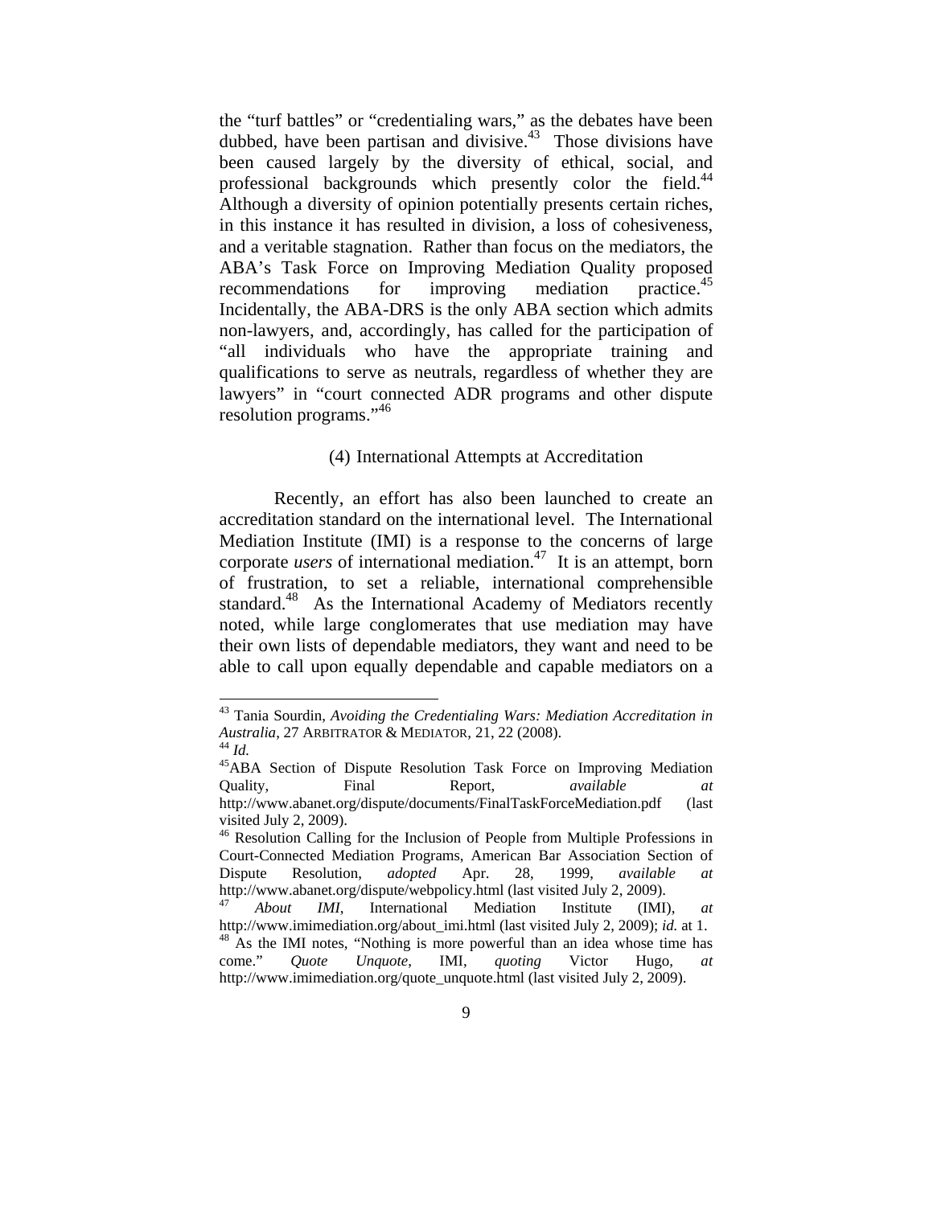the "turf battles" or "credentialing wars," as the debates have been dubbed, have been partisan and divisive.[43] Those divisions have been caused largely by the diversity of ethical, social, and professional backgrounds which presently color the field.[44] Although a diversity of opinion potentially presents certain riches, in this instance it has resulted in division, a loss of cohesiveness, and a veritable stagnation. Rather than focus on the mediators, the ABA's Task Force on Improving Mediation Quality proposed recommendations for improving mediation practice.[45] Incidentally, the ABA-DRS is the only ABA section which admits non-lawyers, and, accordingly, has called for the participation of "all individuals who have the appropriate training and qualifications to serve as neutrals, regardless of whether they are lawyers" in "court connected ADR programs and other dispute resolution programs."[46]

### (4) International Attempts at Accreditation

Recently, an effort has also been launched to create an accreditation standard on the international level. The International Mediation Institute (IMI) is a response to the concerns of large corporate *users* of international mediation.[47] It is an attempt, born of frustration, to set a reliable, international comprehensible standard.[48] As the International Academy of Mediators recently noted, while large conglomerates that use mediation may have their own lists of dependable mediators, they want and need to be able to call upon equally dependable and capable mediators on a

---

[43] Tania Sourdin, *Avoiding the Credentialing Wars: Mediation Accreditation in Australia*, 27 ARBITRATOR & MEDIATOR, 21, 22 (2008).

[44] *Id.*

[45] ABA Section of Dispute Resolution Task Force on Improving Mediation Quality, Final Report, *available at* http://www.abanet.org/dispute/documents/FinalTaskForceMediation.pdf (last visited July 2, 2009).

[46] Resolution Calling for the Inclusion of People from Multiple Professions in Court-Connected Mediation Programs, American Bar Association Section of Dispute Resolution, *adopted* Apr. 28, 1999, *available at* http://www.abanet.org/dispute/webpolicy.html (last visited July 2, 2009).

[47] *About IMI*, International Mediation Institute (IMI), *at* http://www.imimediation.org/about_imi.html (last visited July 2, 2009); *id.* at 1.

[48] As the IMI notes, "Nothing is more powerful than an idea whose time has come." *Quote Unquote*, IMI, *quoting* Victor Hugo, *at* http://www.imimediation.org/quote_unquote.html (last visited July 2, 2009).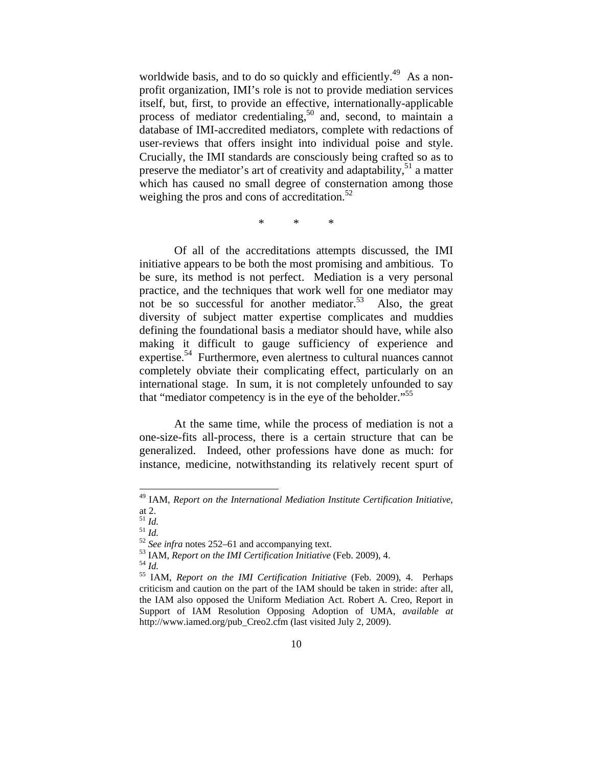worldwide basis, and to do so quickly and efficiently.[49] As a non-profit organization, IMI's role is not to provide mediation services itself, but, first, to provide an effective, internationally-applicable process of mediator credentialing,[50] and, second, to maintain a database of IMI-accredited mediators, complete with redactions of user-reviews that offers insight into individual poise and style. Crucially, the IMI standards are consciously being crafted so as to preserve the mediator's art of creativity and adaptability,[51] a matter which has caused no small degree of consternation among those weighing the pros and cons of accreditation.[52]

\* \* \*

Of all of the accreditations attempts discussed, the IMI initiative appears to be both the most promising and ambitious. To be sure, its method is not perfect. Mediation is a very personal practice, and the techniques that work well for one mediator may not be so successful for another mediator.[53] Also, the great diversity of subject matter expertise complicates and muddies defining the foundational basis a mediator should have, while also making it difficult to gauge sufficiency of experience and expertise.[54] Furthermore, even alertness to cultural nuances cannot completely obviate their complicating effect, particularly on an international stage. In sum, it is not completely unfounded to say that "mediator competency is in the eye of the beholder."[55]

At the same time, while the process of mediation is not a one-size-fits all-process, there is a certain structure that can be generalized. Indeed, other professions have done as much: for instance, medicine, notwithstanding its relatively recent spurt of

---

[49] IAM, *Report on the International Mediation Institute Certification Initiative*, at 2.

[51] *Id.*

[51] *Id.*

[52] *See infra* notes 252–61 and accompanying text.

[53] IAM, *Report on the IMI Certification Initiative* (Feb. 2009), 4.

[54] *Id.*

[55] IAM, *Report on the IMI Certification Initiative* (Feb. 2009), 4. Perhaps criticism and caution on the part of the IAM should be taken in stride: after all, the IAM also opposed the Uniform Mediation Act. Robert A. Creo, Report in Support of IAM Resolution Opposing Adoption of UMA, *available at* http://www.iamed.org/pub_Creo2.cfm (last visited July 2, 2009).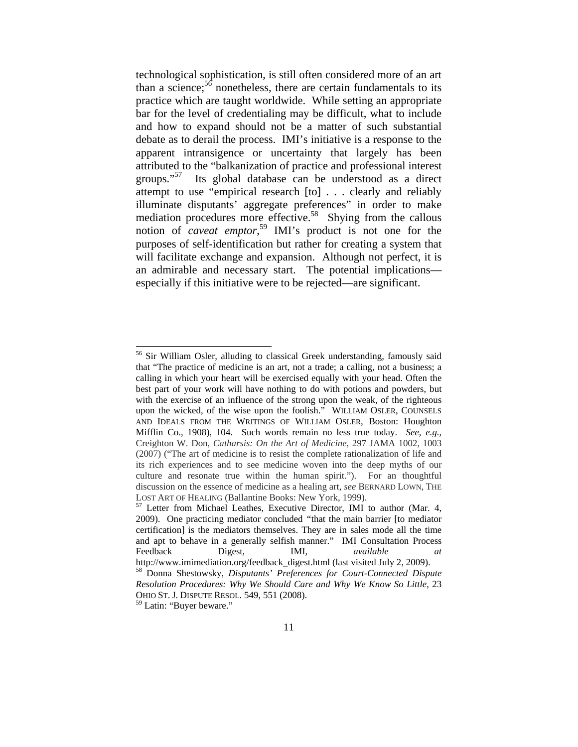technological sophistication, is still often considered more of an art than a science;[56] nonetheless, there are certain fundamentals to its practice which are taught worldwide. While setting an appropriate bar for the level of credentialing may be difficult, what to include and how to expand should not be a matter of such substantial debate as to derail the process. IMI's initiative is a response to the apparent intransigence or uncertainty that largely has been attributed to the "balkanization of practice and professional interest groups."[57] Its global database can be understood as a direct attempt to use "empirical research [to] . . . clearly and reliably illuminate disputants' aggregate preferences" in order to make mediation procedures more effective.[58] Shying from the callous notion of *caveat emptor*,[59] IMI's product is not one for the purposes of self-identification but rather for creating a system that will facilitate exchange and expansion. Although not perfect, it is an admirable and necessary start. The potential implications—especially if this initiative were to be rejected—are significant.

---

[56] Sir William Osler, alluding to classical Greek understanding, famously said that "The practice of medicine is an art, not a trade; a calling, not a business; a calling in which your heart will be exercised equally with your head. Often the best part of your work will have nothing to do with potions and powders, but with the exercise of an influence of the strong upon the weak, of the righteous upon the wicked, of the wise upon the foolish." WILLIAM OSLER, COUNSELS AND IDEALS FROM THE WRITINGS OF WILLIAM OSLER, Boston: Houghton Mifflin Co., 1908), 104. Such words remain no less true today. *See, e.g.*, Creighton W. Don, *Catharsis: On the Art of Medicine*, 297 JAMA 1002, 1003 (2007) ("The art of medicine is to resist the complete rationalization of life and its rich experiences and to see medicine woven into the deep myths of our culture and resonate true within the human spirit."). For an thoughtful discussion on the essence of medicine as a healing art, *see* BERNARD LOWN, THE LOST ART OF HEALING (Ballantine Books: New York, 1999).

[57] Letter from Michael Leathes, Executive Director, IMI to author (Mar. 4, 2009). One practicing mediator concluded "that the main barrier [to mediator certification] is the mediators themselves. They are in sales mode all the time and apt to behave in a generally selfish manner." IMI Consultation Process Feedback Digest, IMI, *available at* http://www.imimediation.org/feedback_digest.html (last visited July 2, 2009).

[58] Donna Shestowsky, *Disputants' Preferences for Court-Connected Dispute Resolution Procedures: Why We Should Care and Why We Know So Little*, 23 OHIO ST. J. DISPUTE RESOL. 549, 551 (2008).

[59] Latin: "Buyer beware."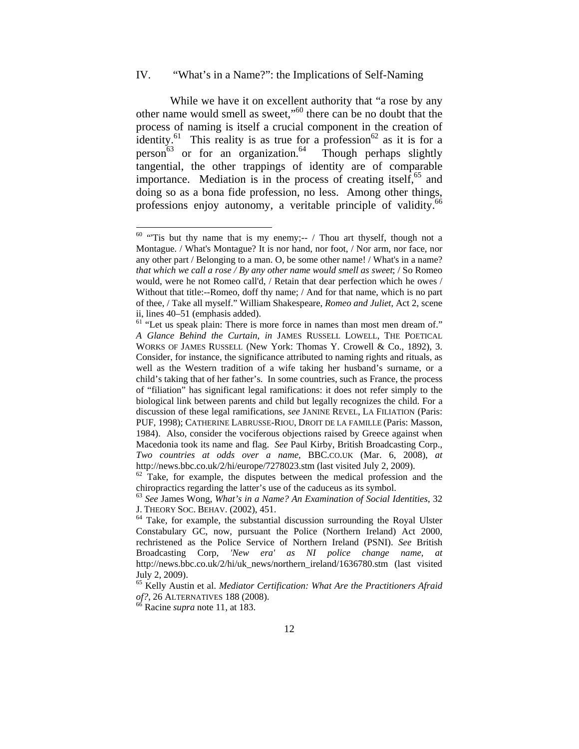## IV. "What's in a Name?": the Implications of Self-Naming

While we have it on excellent authority that "a rose by any other name would smell as sweet,"[60] there can be no doubt that the process of naming is itself a crucial component in the creation of identity.[61] This reality is as true for a profession[62] as it is for a person[63] or for an organization.[64] Though perhaps slightly tangential, the other trappings of identity are of comparable importance. Mediation is in the process of creating itself,[65] and doing so as a bona fide profession, no less. Among other things, professions enjoy autonomy, a veritable principle of validity.[66]

---

[60] "'Tis but thy name that is my enemy;-- / Thou art thyself, though not a Montague. / What's Montague? It is nor hand, nor foot, / Nor arm, nor face, nor any other part / Belonging to a man. O, be some other name! / What's in a name? *that which we call a rose / By any other name would smell as sweet*; / So Romeo would, were he not Romeo call'd, / Retain that dear perfection which he owes / Without that title:--Romeo, doff thy name; / And for that name, which is no part of thee, / Take all myself." William Shakespeare, *Romeo and Juliet*, Act 2, scene ii, lines 40–51 (emphasis added).

[61] "Let us speak plain: There is more force in names than most men dream of." *A Glance Behind the Curtain*, *in* JAMES RUSSELL LOWELL, THE POETICAL WORKS OF JAMES RUSSELL (New York: Thomas Y. Crowell & Co., 1892), 3. Consider, for instance, the significance attributed to naming rights and rituals, as well as the Western tradition of a wife taking her husband's surname, or a child's taking that of her father's. In some countries, such as France, the process of "filiation" has significant legal ramifications: it does not refer simply to the biological link between parents and child but legally recognizes the child. For a discussion of these legal ramifications, *see* JANINE REVEL, LA FILIATION (Paris: PUF, 1998); CATHERINE LABRUSSE-RIOU, DROIT DE LA FAMILLE (Paris: Masson, 1984). Also, consider the vociferous objections raised by Greece against when Macedonia took its name and flag. *See* Paul Kirby, British Broadcasting Corp., *Two countries at odds over a name*, BBC.CO.UK (Mar. 6, 2008), *at* http://news.bbc.co.uk/2/hi/europe/7278023.stm (last visited July 2, 2009).

[62] Take, for example, the disputes between the medical profession and the chiropractics regarding the latter's use of the caduceus as its symbol.

[63] *See* James Wong, *What's in a Name? An Examination of Social Identities*, 32 J. THEORY SOC. BEHAV. (2002), 451.

[64] Take, for example, the substantial discussion surrounding the Royal Ulster Constabulary GC, now, pursuant the Police (Northern Ireland) Act 2000, rechristened as the Police Service of Northern Ireland (PSNI). *See* British Broadcasting Corp, *'New era' as NI police change name*, *at* http://news.bbc.co.uk/2/hi/uk_news/northern_ireland/1636780.stm (last visited July 2, 2009).

[65] Kelly Austin et al. *Mediator Certification: What Are the Practitioners Afraid of?*, 26 ALTERNATIVES 188 (2008).

[66] Racine *supra* note 11, at 183.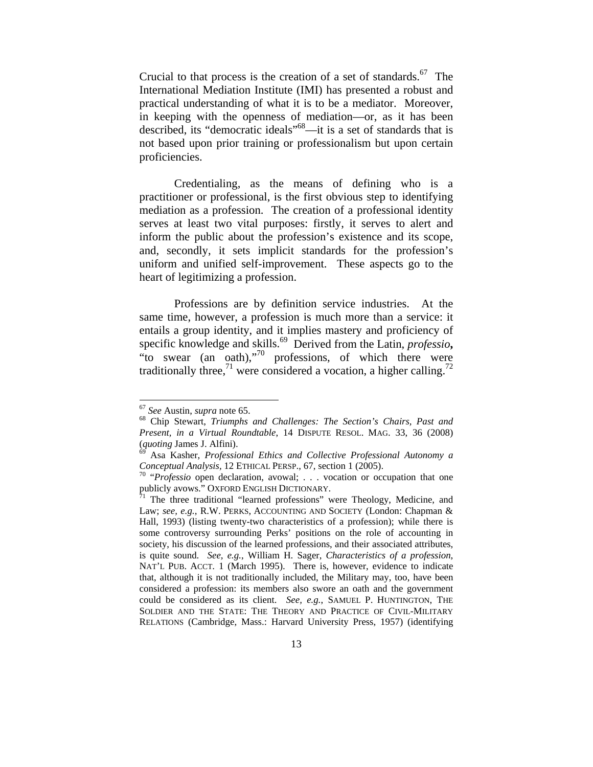Crucial to that process is the creation of a set of standards.[67] The International Mediation Institute (IMI) has presented a robust and practical understanding of what it is to be a mediator. Moreover, in keeping with the openness of mediation—or, as it has been described, its "democratic ideals"[68]—it is a set of standards that is not based upon prior training or professionalism but upon certain proficiencies.

Credentialing, as the means of defining who is a practitioner or professional, is the first obvious step to identifying mediation as a profession. The creation of a professional identity serves at least two vital purposes: firstly, it serves to alert and inform the public about the profession's existence and its scope, and, secondly, it sets implicit standards for the profession's uniform and unified self-improvement. These aspects go to the heart of legitimizing a profession.

Professions are by definition service industries. At the same time, however, a profession is much more than a service: it entails a group identity, and it implies mastery and proficiency of specific knowledge and skills.[69] Derived from the Latin, *professio***,** "to swear (an oath),"[70] professions, of which there were traditionally three,[71] were considered a vocation, a higher calling.[72]

---

[67] *See* Austin, *supra* note 65.

[68] Chip Stewart, *Triumphs and Challenges: The Section's Chairs, Past and Present, in a Virtual Roundtable*, 14 DISPUTE RESOL. MAG. 33, 36 (2008) (*quoting* James J. Alfini).

[69] Asa Kasher, *Professional Ethics and Collective Professional Autonomy a Conceptual Analysis*, 12 ETHICAL PERSP., 67, section 1 (2005).

[70] "*Professio* open declaration, avowal; . . . vocation or occupation that one publicly avows." OXFORD ENGLISH DICTIONARY.

[71] The three traditional "learned professions" were Theology, Medicine, and Law; *see, e.g.*, R.W. PERKS, ACCOUNTING AND SOCIETY (London: Chapman & Hall, 1993) (listing twenty-two characteristics of a profession); while there is some controversy surrounding Perks' positions on the role of accounting in society, his discussion of the learned professions, and their associated attributes, is quite sound. *See, e.g.*, William H. Sager, *Characteristics of a profession*, NAT'L PUB. ACCT. 1 (March 1995). There is, however, evidence to indicate that, although it is not traditionally included, the Military may, too, have been considered a profession: its members also swore an oath and the government could be considered as its client. *See, e.g.*, SAMUEL P. HUNTINGTON, THE SOLDIER AND THE STATE: THE THEORY AND PRACTICE OF CIVIL-MILITARY RELATIONS (Cambridge, Mass.: Harvard University Press, 1957) (identifying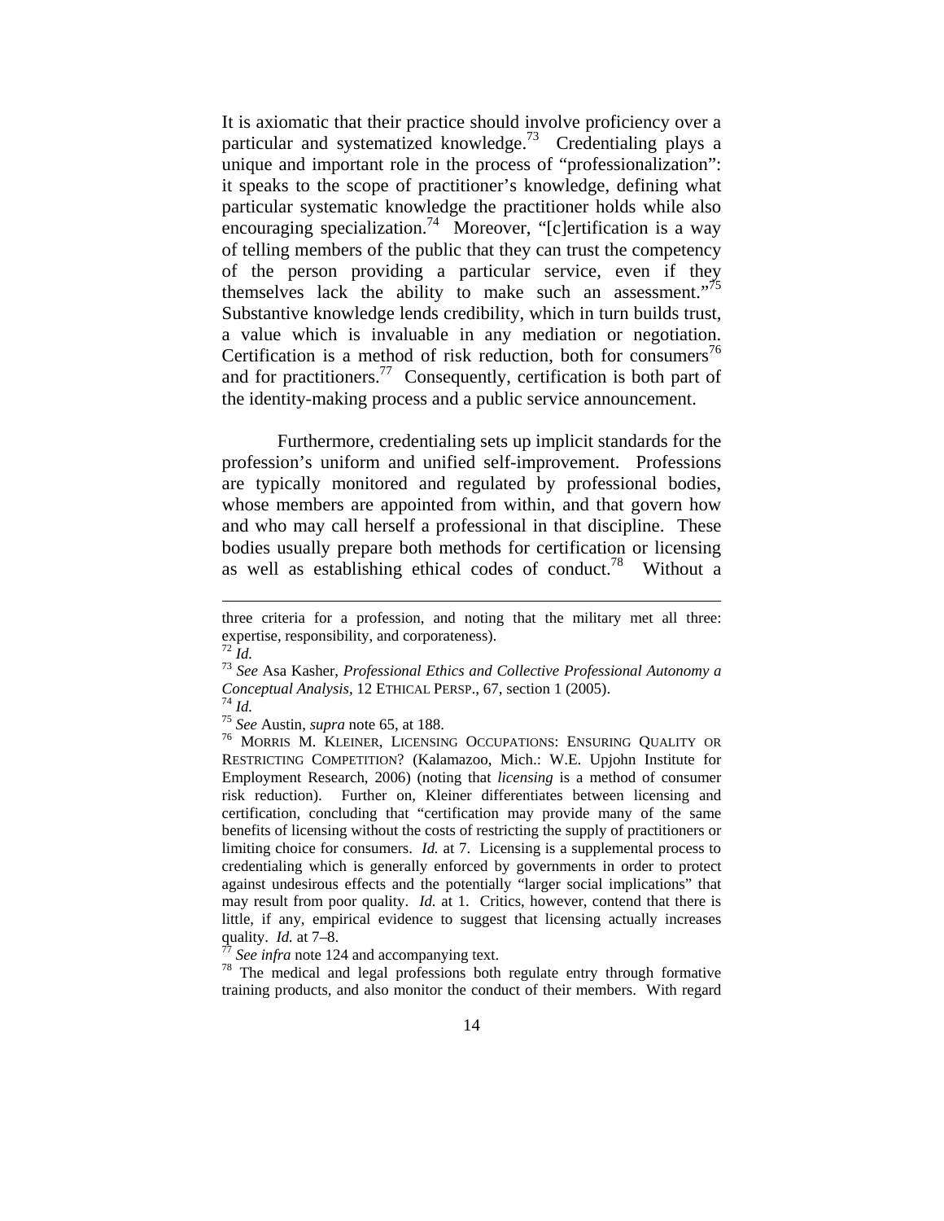It is axiomatic that their practice should involve proficiency over a particular and systematized knowledge.[73] Credentialing plays a unique and important role in the process of "professionalization": it speaks to the scope of practitioner's knowledge, defining what particular systematic knowledge the practitioner holds while also encouraging specialization.[74] Moreover, "[c]ertification is a way of telling members of the public that they can trust the competency of the person providing a particular service, even if they themselves lack the ability to make such an assessment."[75] Substantive knowledge lends credibility, which in turn builds trust, a value which is invaluable in any mediation or negotiation. Certification is a method of risk reduction, both for consumers[76] and for practitioners.[77] Consequently, certification is both part of the identity-making process and a public service announcement.

Furthermore, credentialing sets up implicit standards for the profession's uniform and unified self-improvement. Professions are typically monitored and regulated by professional bodies, whose members are appointed from within, and that govern how and who may call herself a professional in that discipline. These bodies usually prepare both methods for certification or licensing as well as establishing ethical codes of conduct.[78] Without a

---

three criteria for a profession, and noting that the military met all three: expertise, responsibility, and corporateness).

[72] *Id.*

[73] *See* Asa Kasher, *Professional Ethics and Collective Professional Autonomy a Conceptual Analysis*, 12 ETHICAL PERSP., 67, section 1 (2005).

[74] *Id.*

[75] *See* Austin, *supra* note 65, at 188.

[76] MORRIS M. KLEINER, LICENSING OCCUPATIONS: ENSURING QUALITY OR RESTRICTING COMPETITION? (Kalamazoo, Mich.: W.E. Upjohn Institute for Employment Research, 2006) (noting that *licensing* is a method of consumer risk reduction). Further on, Kleiner differentiates between licensing and certification, concluding that "certification may provide many of the same benefits of licensing without the costs of restricting the supply of practitioners or limiting choice for consumers. *Id.* at 7. Licensing is a supplemental process to credentialing which is generally enforced by governments in order to protect against undesirous effects and the potentially "larger social implications" that may result from poor quality. *Id.* at 1. Critics, however, contend that there is little, if any, empirical evidence to suggest that licensing actually increases quality. *Id.* at 7–8.

[77] *See infra* note 124 and accompanying text.

[78] The medical and legal professions both regulate entry through formative training products, and also monitor the conduct of their members. With regard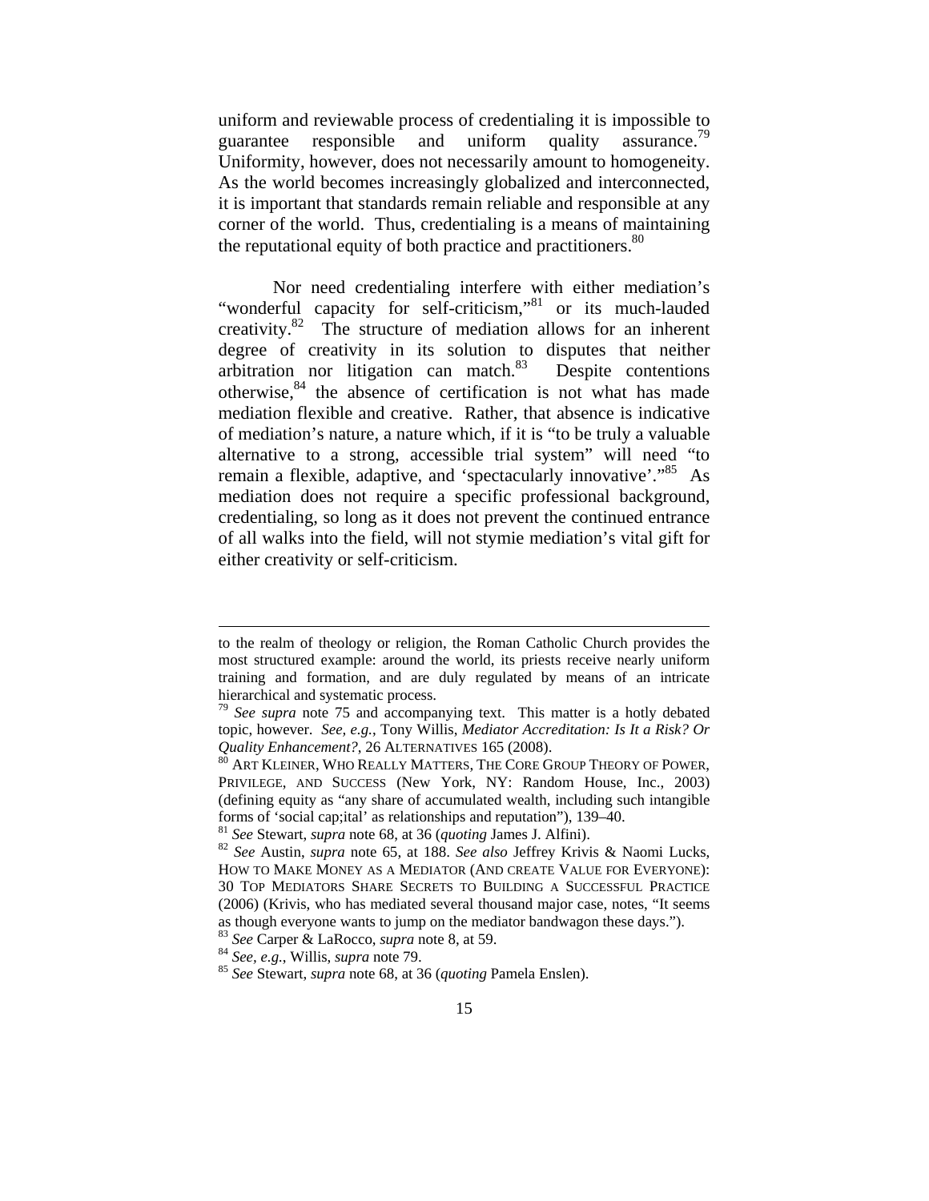uniform and reviewable process of credentialing it is impossible to guarantee responsible and uniform quality assurance.[79] Uniformity, however, does not necessarily amount to homogeneity. As the world becomes increasingly globalized and interconnected, it is important that standards remain reliable and responsible at any corner of the world. Thus, credentialing is a means of maintaining the reputational equity of both practice and practitioners.[80]

Nor need credentialing interfere with either mediation's "wonderful capacity for self-criticism,"[81] or its much-lauded creativity.[82] The structure of mediation allows for an inherent degree of creativity in its solution to disputes that neither arbitration nor litigation can match.[83] Despite contentions otherwise,[84] the absence of certification is not what has made mediation flexible and creative. Rather, that absence is indicative of mediation's nature, a nature which, if it is "to be truly a valuable alternative to a strong, accessible trial system" will need "to remain a flexible, adaptive, and 'spectacularly innovative'."[85] As mediation does not require a specific professional background, credentialing, so long as it does not prevent the continued entrance of all walks into the field, will not stymie mediation's vital gift for either creativity or self-criticism.

---

to the realm of theology or religion, the Roman Catholic Church provides the most structured example: around the world, its priests receive nearly uniform training and formation, and are duly regulated by means of an intricate hierarchical and systematic process.

[79] *See supra* note 75 and accompanying text. This matter is a hotly debated topic, however. *See, e.g.*, Tony Willis, *Mediator Accreditation: Is It a Risk? Or Quality Enhancement?*, 26 ALTERNATIVES 165 (2008).

[80] ART KLEINER, WHO REALLY MATTERS, THE CORE GROUP THEORY OF POWER, PRIVILEGE, AND SUCCESS (New York, NY: Random House, Inc., 2003) (defining equity as "any share of accumulated wealth, including such intangible forms of 'social cap;ital' as relationships and reputation"), 139–40.

[81] *See* Stewart, *supra* note 68, at 36 (*quoting* James J. Alfini).

[82] *See* Austin, *supra* note 65, at 188. *See also* Jeffrey Krivis & Naomi Lucks, HOW TO MAKE MONEY AS A MEDIATOR (AND CREATE VALUE FOR EVERYONE): 30 TOP MEDIATORS SHARE SECRETS TO BUILDING A SUCCESSFUL PRACTICE (2006) (Krivis, who has mediated several thousand major case, notes, "It seems as though everyone wants to jump on the mediator bandwagon these days.").

[83] *See* Carper & LaRocco, *supra* note 8, at 59.

[84] *See, e.g.*, Willis, *supra* note 79.

[85] *See* Stewart, *supra* note 68, at 36 (*quoting* Pamela Enslen).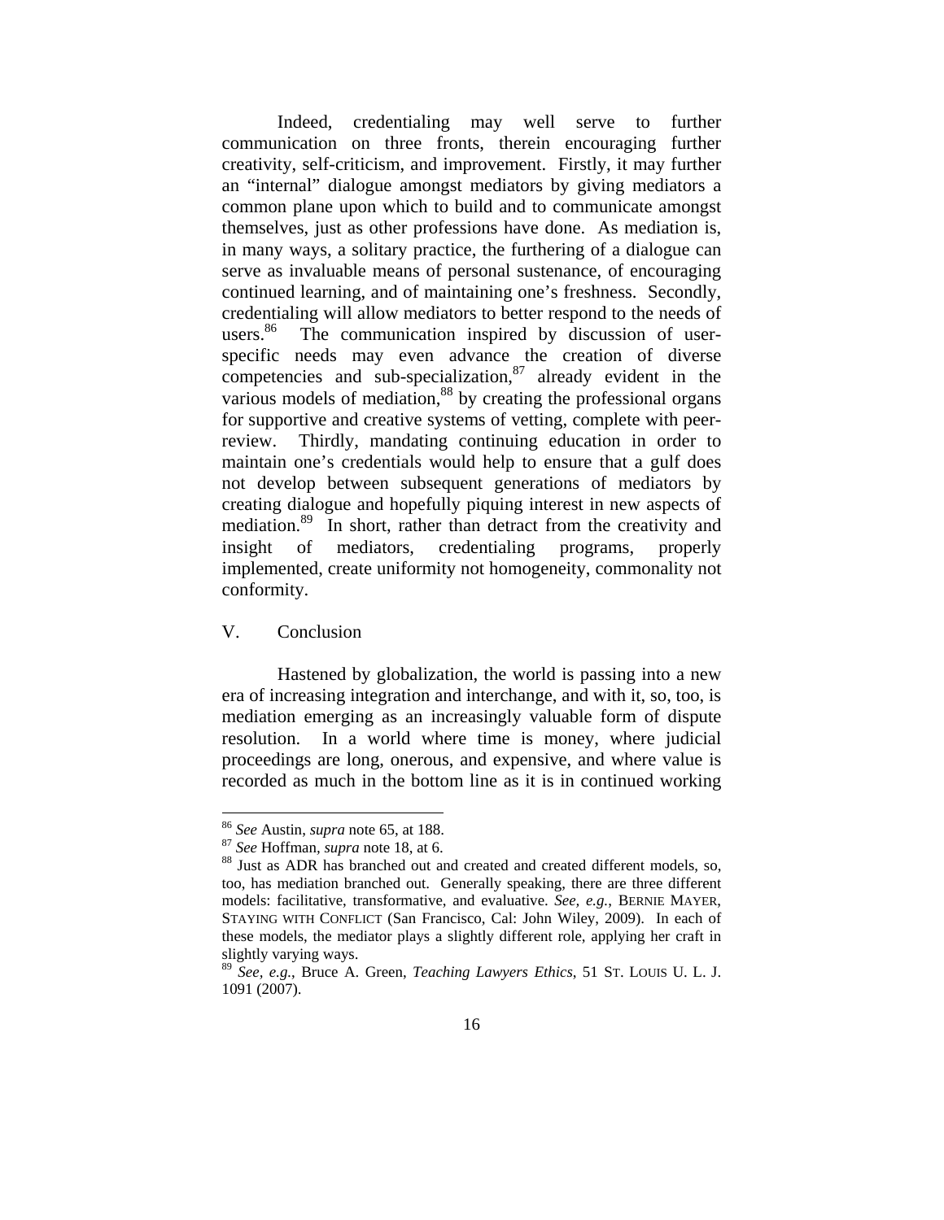Indeed, credentialing may well serve to further communication on three fronts, therein encouraging further creativity, self-criticism, and improvement. Firstly, it may further an "internal" dialogue amongst mediators by giving mediators a common plane upon which to build and to communicate amongst themselves, just as other professions have done. As mediation is, in many ways, a solitary practice, the furthering of a dialogue can serve as invaluable means of personal sustenance, of encouraging continued learning, and of maintaining one's freshness. Secondly, credentialing will allow mediators to better respond to the needs of users.[86] The communication inspired by discussion of user-specific needs may even advance the creation of diverse competencies and sub-specialization,[87] already evident in the various models of mediation,[88] by creating the professional organs for supportive and creative systems of vetting, complete with peer-review. Thirdly, mandating continuing education in order to maintain one's credentials would help to ensure that a gulf does not develop between subsequent generations of mediators by creating dialogue and hopefully piquing interest in new aspects of mediation.[89] In short, rather than detract from the creativity and insight of mediators, credentialing programs, properly implemented, create uniformity not homogeneity, commonality not conformity.

## V. Conclusion

Hastened by globalization, the world is passing into a new era of increasing integration and interchange, and with it, so, too, is mediation emerging as an increasingly valuable form of dispute resolution. In a world where time is money, where judicial proceedings are long, onerous, and expensive, and where value is recorded as much in the bottom line as it is in continued working

---

[86] *See* Austin, *supra* note 65, at 188.

[87] *See* Hoffman, *supra* note 18, at 6.

[88] Just as ADR has branched out and created and created different models, so, too, has mediation branched out. Generally speaking, there are three different models: facilitative, transformative, and evaluative. *See, e.g.*, BERNIE MAYER, STAYING WITH CONFLICT (San Francisco, Cal: John Wiley, 2009). In each of these models, the mediator plays a slightly different role, applying her craft in slightly varying ways.

[89] *See, e.g.*, Bruce A. Green, *Teaching Lawyers Ethics*, 51 ST. LOUIS U. L. J. 1091 (2007).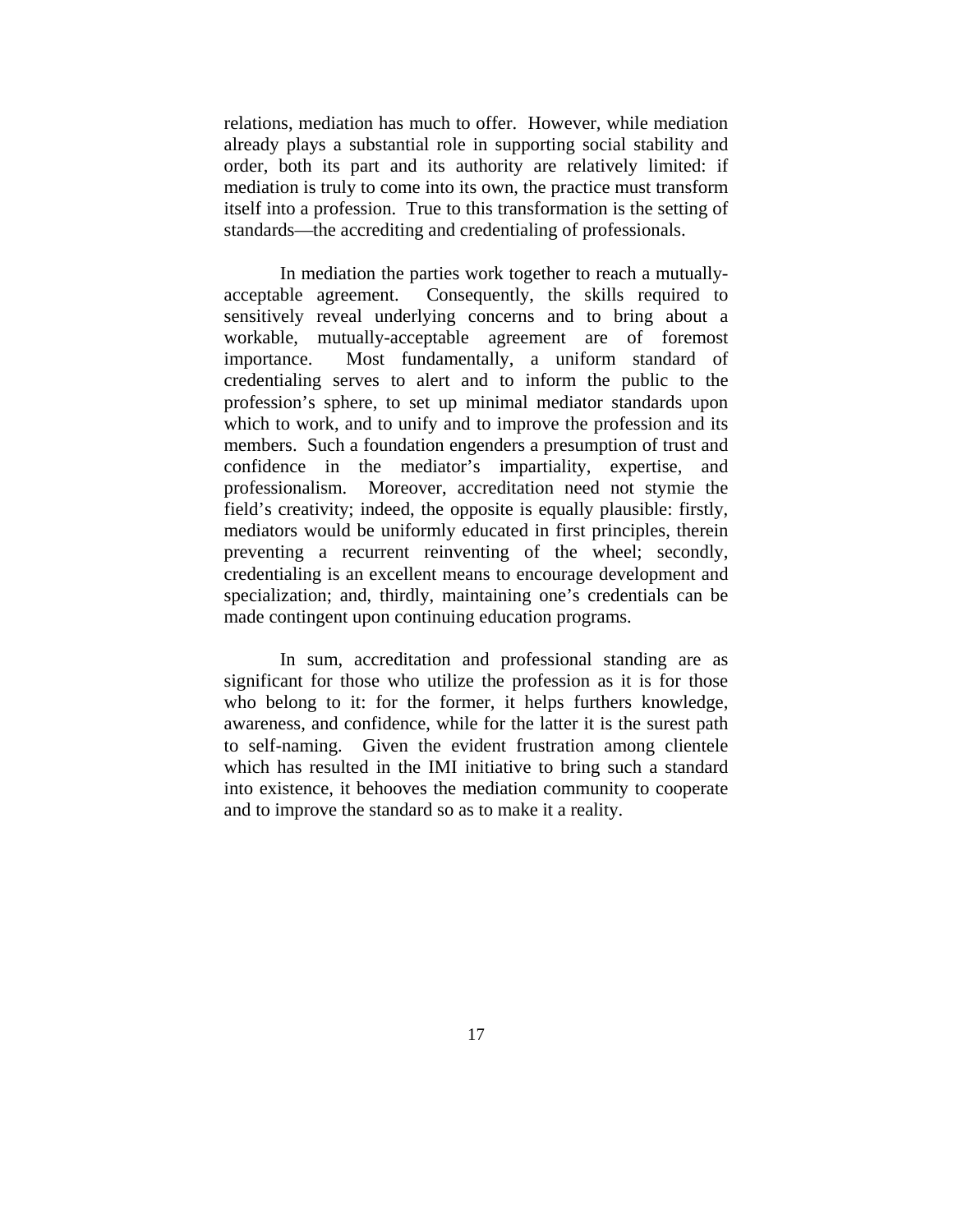relations, mediation has much to offer. However, while mediation already plays a substantial role in supporting social stability and order, both its part and its authority are relatively limited: if mediation is truly to come into its own, the practice must transform itself into a profession. True to this transformation is the setting of standards—the accrediting and credentialing of professionals.

In mediation the parties work together to reach a mutually-acceptable agreement. Consequently, the skills required to sensitively reveal underlying concerns and to bring about a workable, mutually-acceptable agreement are of foremost importance. Most fundamentally, a uniform standard of credentialing serves to alert and to inform the public to the profession's sphere, to set up minimal mediator standards upon which to work, and to unify and to improve the profession and its members. Such a foundation engenders a presumption of trust and confidence in the mediator's impartiality, expertise, and professionalism. Moreover, accreditation need not stymie the field's creativity; indeed, the opposite is equally plausible: firstly, mediators would be uniformly educated in first principles, therein preventing a recurrent reinventing of the wheel; secondly, credentialing is an excellent means to encourage development and specialization; and, thirdly, maintaining one's credentials can be made contingent upon continuing education programs.

In sum, accreditation and professional standing are as significant for those who utilize the profession as it is for those who belong to it: for the former, it helps furthers knowledge, awareness, and confidence, while for the latter it is the surest path to self-naming. Given the evident frustration among clientele which has resulted in the IMI initiative to bring such a standard into existence, it behooves the mediation community to cooperate and to improve the standard so as to make it a reality.